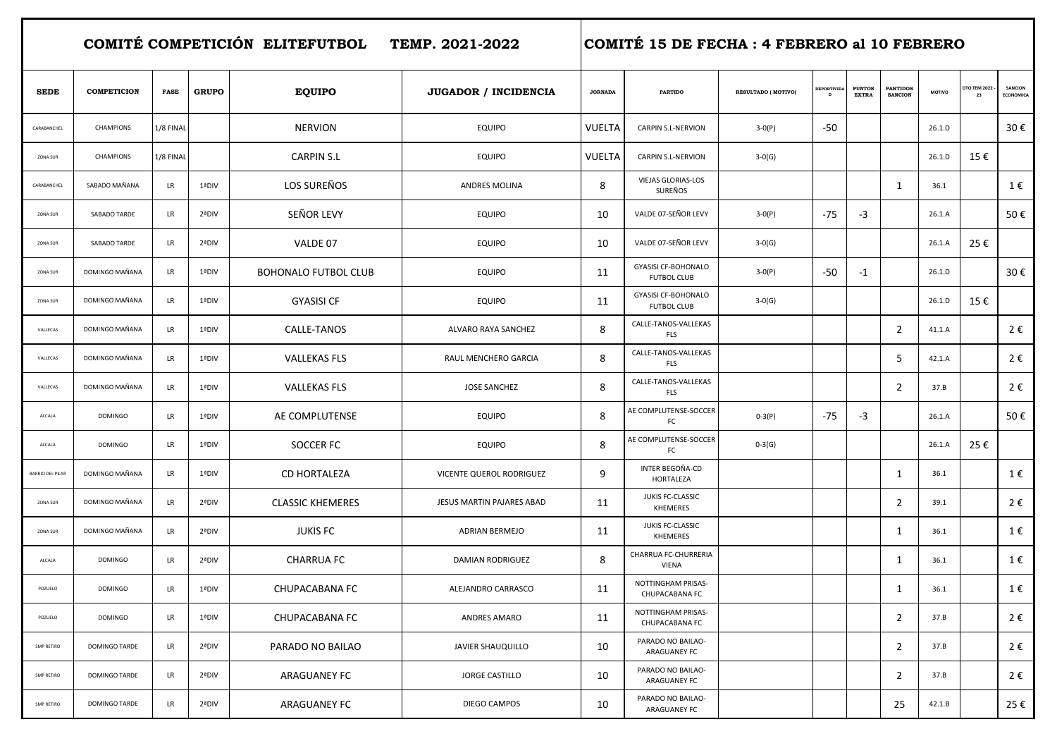| COMITÉ COMPETICIÓN ELITEFUTBOL TEMP. 2021-2022 | | | | | | COMITÉ 15 DE FECHA : 4 FEBRERO al 10 FEBRERO | | | | | | | | |
|---|---|---|---|---|---|---|---|---|---|---|---|---|---|---|
| SEDE | COMPETICION | FASE | GRUPO | EQUIPO | JUGADOR / INCIDENCIA | JORNADA | PARTIDO | RESULTADO ( MOTIVO) | DEPORTIVIDAD | PUNTOS EXTRA | PARTIDOS SANCION | MOTIVO | DTO TEM 2022 - 23 | SANCION ECONOMICA |
| CARABANCHEL | CHAMPIONS | 1/8 FINAL | | NERVION | EQUIPO | VUELTA | CARPIN S.L-NERVION | 3-0(P) | -50 | | | 26.1.D | | 30 € |
| ZONA SUR | CHAMPIONS | 1/8 FINAL | | CARPIN S.L | EQUIPO | VUELTA | CARPIN S.L-NERVION | 3-0(G) | | | | 26.1.D | 15 € | |
| CARABANCHEL | SABADO MAÑANA | LR | 1ªDIV | LOS SUREÑOS | ANDRES MOLINA | 8 | VIEJAS GLORIAS-LOS SUREÑOS | | | | 1 | 36.1 | | 1 € |
| ZONA SUR | SABADO TARDE | LR | 2ªDIV | SEÑOR LEVY | EQUIPO | 10 | VALDE 07-SEÑOR LEVY | 3-0(P) | -75 | -3 | | 26.1.A | | 50 € |
| ZONA SUR | SABADO TARDE | LR | 2ªDIV | VALDE 07 | EQUIPO | 10 | VALDE 07-SEÑOR LEVY | 3-0(G) | | | | 26.1.A | 25 € | |
| ZONA SUR | DOMINGO MAÑANA | LR | 1ªDIV | BOHONALO FUTBOL CLUB | EQUIPO | 11 | GYASISI CF-BOHONALO FUTBOL CLUB | 3-0(P) | -50 | -1 | | 26.1.D | | 30 € |
| ZONA SUR | DOMINGO MAÑANA | LR | 1ªDIV | GYASISI CF | EQUIPO | 11 | GYASISI CF-BOHONALO FUTBOL CLUB | 3-0(G) | | | | 26.1.D | 15 € | |
| VALLECAS | DOMINGO MAÑANA | LR | 1ªDIV | CALLE-TANOS | ALVARO RAYA SANCHEZ | 8 | CALLE-TANOS-VALLEKAS FLS | | | | 2 | 41.1.A | | 2 € |
| VALLECAS | DOMINGO MAÑANA | LR | 1ªDIV | VALLEKAS FLS | RAUL MENCHERO GARCIA | 8 | CALLE-TANOS-VALLEKAS FLS | | | | 5 | 42.1.A | | 2 € |
| VALLECAS | DOMINGO MAÑANA | LR | 1ªDIV | VALLEKAS FLS | JOSE SANCHEZ | 8 | CALLE-TANOS-VALLEKAS FLS | | | | 2 | 37.B | | 2 € |
| ALCALA | DOMINGO | LR | 1ªDIV | AE COMPLUTENSE | EQUIPO | 8 | AE COMPLUTENSE-SOCCER FC | 0-3(P) | -75 | -3 | | 26.1.A | | 50 € |
| ALCALA | DOMINGO | LR | 1ªDIV | SOCCER FC | EQUIPO | 8 | AE COMPLUTENSE-SOCCER FC | 0-3(G) | | | | 26.1.A | 25 € | |
| BARRIO DEL PILAR | DOMINGO MAÑANA | LR | 1ªDIV | CD HORTALEZA | VICENTE QUEROL RODRIGUEZ | 9 | INTER BEGOÑA-CD HORTALEZA | | | | 1 | 36.1 | | 1 € |
| ZONA SUR | DOMINGO MAÑANA | LR | 2ªDIV | CLASSIC KHEMERES | JESUS MARTIN PAJARES ABAD | 11 | JUKIS FC-CLASSIC KHEMERES | | | | 2 | 39.1 | | 2 € |
| ZONA SUR | DOMINGO MAÑANA | LR | 2ªDIV | JUKIS FC | ADRIAN BERMEJO | 11 | JUKIS FC-CLASSIC KHEMERES | | | | 1 | 36.1 | | 1 € |
| ALCALA | DOMINGO | LR | 2ªDIV | CHARRUA FC | DAMIAN RODRIGUEZ | 8 | CHARRUA FC-CHURRERIA VIENA | | | | 1 | 36.1 | | 1 € |
| POZUELO | DOMINGO | LR | 1ªDIV | CHUPACABANA FC | ALEJANDRO CARRASCO | 11 | NOTTINGHAM PRISAS-CHUPACABANA FC | | | | 1 | 36.1 | | 1 € |
| POZUELO | DOMINGO | LR | 1ªDIV | CHUPACABANA FC | ANDRES AMARO | 11 | NOTTINGHAM PRISAS-CHUPACABANA FC | | | | 2 | 37.B | | 2 € |
| SMP RETIRO | DOMINGO TARDE | LR | 2ªDIV | PARADO NO BAILAO | JAVIER SHAUQUILLO | 10 | PARADO NO BAILAO-ARAGUANEY FC | | | | 2 | 37.B | | 2 € |
| SMP RETIRO | DOMINGO TARDE | LR | 2ªDIV | ARAGUANEY FC | JORGE CASTILLO | 10 | PARADO NO BAILAO-ARAGUANEY FC | | | | 2 | 37.B | | 2 € |
| SMP RETIRO | DOMINGO TARDE | LR | 2ªDIV | ARAGUANEY FC | DIEGO CAMPOS | 10 | PARADO NO BAILAO-ARAGUANEY FC | | | | 25 | 42.1.B | | 25 € |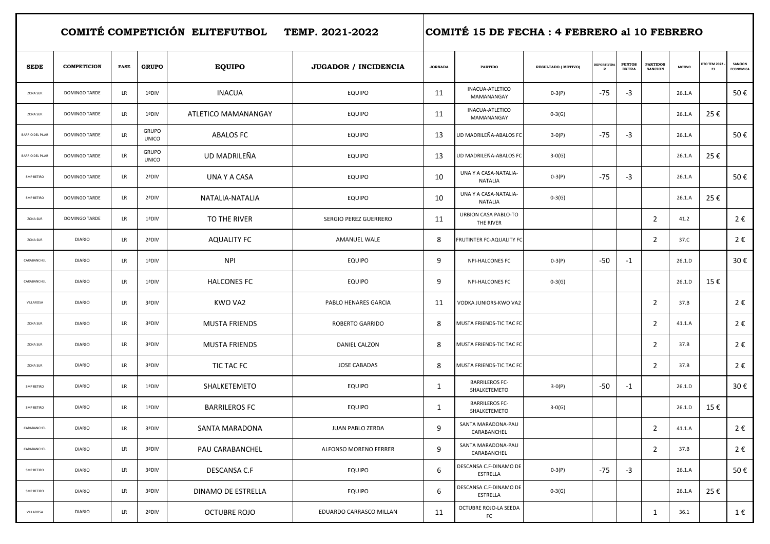| COMITÉ COMPETICIÓN ELITEFUTBOL TEMP. 2021-2022 | | | | | | COMITÉ 15 DE FECHA : 4 FEBRERO al 10 FEBRERO | | | | | | | | |
|---|---|---|---|---|---|---|---|---|---|---|---|---|---|---|
| SEDE | COMPETICION | FASE | GRUPO | EQUIPO | JUGADOR / INCIDENCIA | JORNADA | PARTIDO | RESULTADO ( MOTIVO) | DEPORTIVIDAD | PUNTOS EXTRA | PARTIDOS SANCION | MOTIVO | DTO TEM 2022 - 23 | SANCION ECONOMICA |
| ZONA SUR | DOMINGO TARDE | LR | 1ªDIV | INACUA | EQUIPO | 11 | INACUA-ATLETICO MAMANANGAY | 0-3(P) | -75 | -3 | | 26.1.A | | 50 € |
| ZONA SUR | DOMINGO TARDE | LR | 1ªDIV | ATLETICO MAMANANGAY | EQUIPO | 11 | INACUA-ATLETICO MAMANANGAY | 0-3(G) | | | | 26.1.A | 25 € | |
| BARRIO DEL PILAR | DOMINGO TARDE | LR | GRUPO UNICO | ABALOS FC | EQUIPO | 13 | UD MADRILEÑA-ABALOS FC | 3-0(P) | -75 | -3 | | 26.1.A | | 50 € |
| BARRIO DEL PILAR | DOMINGO TARDE | LR | GRUPO UNICO | UD MADRILEÑA | EQUIPO | 13 | UD MADRILEÑA-ABALOS FC | 3-0(G) | | | | 26.1.A | 25 € | |
| SMP RETIRO | DOMINGO TARDE | LR | 2ªDIV | UNA Y A CASA | EQUIPO | 10 | UNA Y A CASA-NATALIA-NATALIA | 0-3(P) | -75 | -3 | | 26.1.A | | 50 € |
| SMP RETIRO | DOMINGO TARDE | LR | 2ªDIV | NATALIA-NATALIA | EQUIPO | 10 | UNA Y A CASA-NATALIA-NATALIA | 0-3(G) | | | | 26.1.A | 25 € | |
| ZONA SUR | DOMINGO TARDE | LR | 1ªDIV | TO THE RIVER | SERGIO PEREZ GUERRERO | 11 | URBION CASA PABLO-TO THE RIVER | | | | 2 | 41.2 | | 2 € |
| ZONA SUR | DIARIO | LR | 2ªDIV | AQUALITY FC | AMANUEL WALE | 8 | FRUTINTER FC-AQUALITY FC | | | | 2 | 37.C | | 2 € |
| CARABANCHEL | DIARIO | LR | 1ªDIV | NPI | EQUIPO | 9 | NPI-HALCONES FC | 0-3(P) | -50 | -1 | | 26.1.D | | 30 € |
| CARABANCHEL | DIARIO | LR | 1ªDIV | HALCONES FC | EQUIPO | 9 | NPI-HALCONES FC | 0-3(G) | | | | 26.1.D | 15 € | |
| VILLAROSA | DIARIO | LR | 3ªDIV | KWO VA2 | PABLO HENARES GARCIA | 11 | VODKA JUNIORS-KWO VA2 | | | | 2 | 37.B | | 2 € |
| ZONA SUR | DIARIO | LR | 3ªDIV | MUSTA FRIENDS | ROBERTO GARRIDO | 8 | MUSTA FRIENDS-TIC TAC FC | | | | 2 | 41.1.A | | 2 € |
| ZONA SUR | DIARIO | LR | 3ªDIV | MUSTA FRIENDS | DANIEL CALZON | 8 | MUSTA FRIENDS-TIC TAC FC | | | | 2 | 37.B | | 2 € |
| ZONA SUR | DIARIO | LR | 3ªDIV | TIC TAC FC | JOSE CABADAS | 8 | MUSTA FRIENDS-TIC TAC FC | | | | 2 | 37.B | | 2 € |
| SMP RETIRO | DIARIO | LR | 1ªDIV | SHALKETEMETO | EQUIPO | 1 | BARRILEROS FC-SHALKETEMETO | 3-0(P) | -50 | -1 | | 26.1.D | | 30 € |
| SMP RETIRO | DIARIO | LR | 1ªDIV | BARRILEROS FC | EQUIPO | 1 | BARRILEROS FC-SHALKETEMETO | 3-0(G) | | | | 26.1.D | 15 € | |
| CARABANCHEL | DIARIO | LR | 3ªDIV | SANTA MARADONA | JUAN PABLO ZERDA | 9 | SANTA MARADONA-PAU CARABANCHEL | | | | 2 | 41.1.A | | 2 € |
| CARABANCHEL | DIARIO | LR | 3ªDIV | PAU CARABANCHEL | ALFONSO MORENO FERRER | 9 | SANTA MARADONA-PAU CARABANCHEL | | | | 2 | 37.B | | 2 € |
| SMP RETIRO | DIARIO | LR | 3ªDIV | DESCANSA C.F | EQUIPO | 6 | DESCANSA C.F-DINAMO DE ESTRELLA | 0-3(P) | -75 | -3 | | 26.1.A | | 50 € |
| SMP RETIRO | DIARIO | LR | 3ªDIV | DINAMO DE ESTRELLA | EQUIPO | 6 | DESCANSA C.F-DINAMO DE ESTRELLA | 0-3(G) | | | | 26.1.A | 25 € | |
| VILLAROSA | DIARIO | LR | 2ªDIV | OCTUBRE ROJO | EDUARDO CARRASCO MILLAN | 11 | OCTUBRE ROJO-LA SEEDA FC | | | | 1 | 36.1 | | 1 € |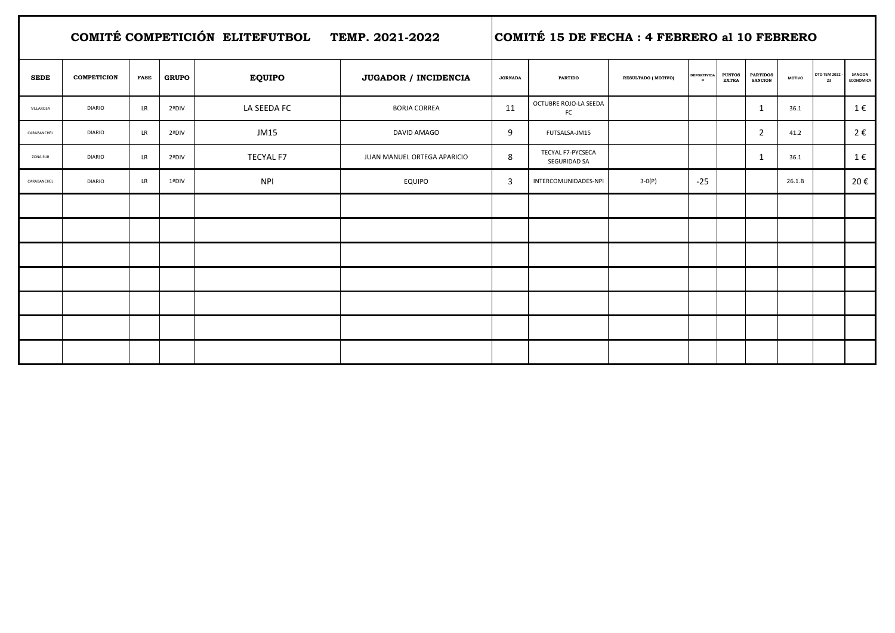| COMITÉ COMPETICIÓN ELITEFUTBOL TEMP. 2021-2022 | | | | | | COMITÉ 15 DE FECHA : 4 FEBRERO al 10 FEBRERO | | | | | | | | |
|---|---|---|---|---|---|---|---|---|---|---|---|---|---|---|
| SEDE | COMPETICION | FASE | GRUPO | EQUIPO | JUGADOR / INCIDENCIA | JORNADA | PARTIDO | RESULTADO ( MOTIVO) | DEPORTIVIDAD | PUNTOS EXTRA | PARTIDOS SANCION | MOTIVO | DTO TEM 2022 - 23 | SANCION ECONOMICA |
| VILLAROSA | DIARIO | LR | 2ªDIV | LA SEEDA FC | BORJA CORREA | 11 | OCTUBRE ROJO-LA SEEDA FC | | | | 1 | 36.1 | | 1 € |
| CARABANCHEL | DIARIO | LR | 2ªDIV | JM15 | DAVID AMAGO | 9 | FUTSALSA-JM15 | | | | 2 | 41.2 | | 2 € |
| ZONA SUR | DIARIO | LR | 2ªDIV | TECYAL F7 | JUAN MANUEL ORTEGA APARICIO | 8 | TECYAL F7-PYCSECA SEGURIDAD SA | | | | 1 | 36.1 | | 1 € |
| CARABANCHEL | DIARIO | LR | 1ªDIV | NPI | EQUIPO | 3 | INTERCOMUNIDADES-NPI | 3-0(P) | -25 | | | 26.1.B | | 20 € |
| | | | | | | | | | | | | | | |
| | | | | | | | | | | | | | | |
| | | | | | | | | | | | | | | |
| | | | | | | | | | | | | | | |
| | | | | | | | | | | | | | | |
| | | | | | | | | | | | | | | |
| | | | | | | | | | | | | | | |